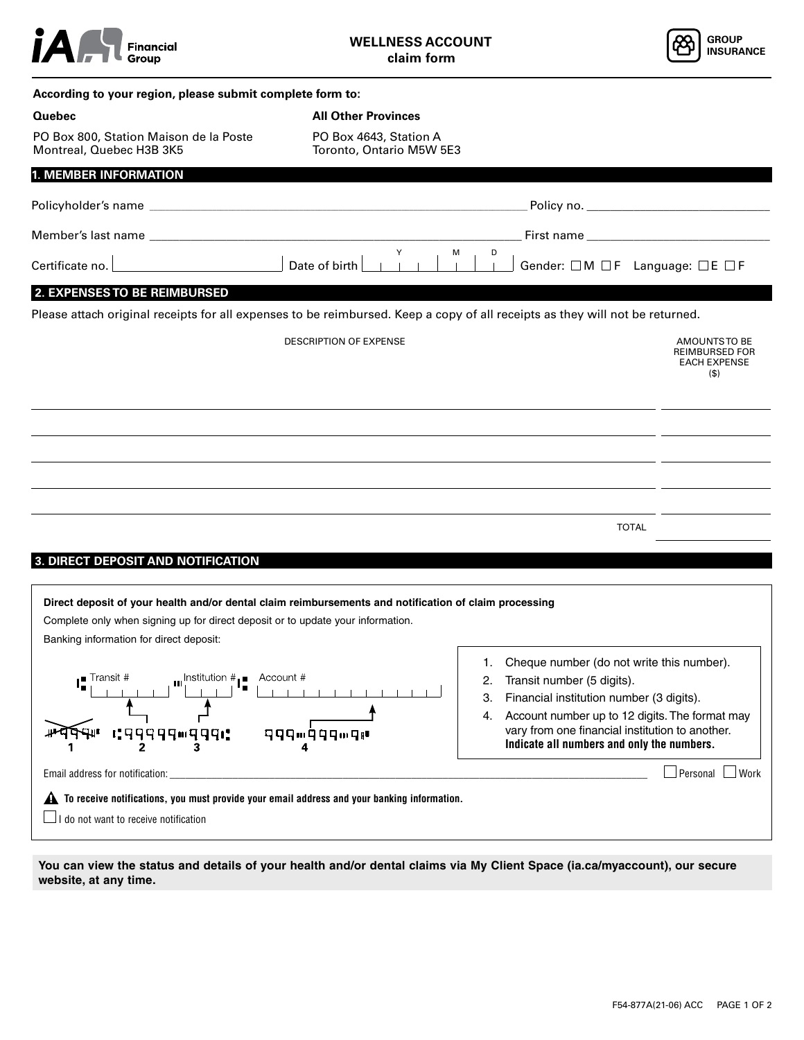iA Financial Group

# WELLNESS ACCOUNT
## claim form

GROUP INSURANCE

**According to your region, please submit complete form to:**

| **Quebec** | **All Other Provinces** |
| --- | --- |
| PO Box 800, Station Maison de la Poste<br>Montreal, Quebec H3B 3K5 | PO Box 4643, Station A<br>Toronto, Ontario M5W 5E3 |

## 1. MEMBER INFORMATION

Policyholder's name ______________________ Policy no. ______________________

Member's last name ______________________ First name ______________________

Certificate no. ______________________ Date of birth (Y / M / D) ______________________ Gender: ☐ M ☐ F Language: ☐ E ☐ F

## 2. EXPENSES TO BE REIMBURSED

Please attach original receipts for all expenses to be reimbursed. Keep a copy of all receipts as they will not be returned.

| DESCRIPTION OF EXPENSE | AMOUNTS TO BE REIMBURSED FOR EACH EXPENSE ($) |
| --- | --- |
| | |
| | |
| | |
| | |
| | |
| TOTAL | |

## 3. DIRECT DEPOSIT AND NOTIFICATION

**Direct deposit of your health and/or dental claim reimbursements and notification of claim processing**

Complete only when signing up for direct deposit or to update your information.

Banking information for direct deposit:

Transit # ______ Institution # ______ Account # ______

1. Cheque number (do not write this number).
2. Transit number (5 digits).
3. Financial institution number (3 digits).
4. Account number up to 12 digits. The format may vary from one financial institution to another. **Indicate all numbers and only the numbers.**

Email address for notification: ______________________ ☐ Personal ☐ Work

⚠ **To receive notifications, you must provide your email address and your banking information.**

☐ I do not want to receive notification

**You can view the status and details of your health and/or dental claims via My Client Space (ia.ca/myaccount), our secure website, at any time.**

F54-877A(21-06) ACC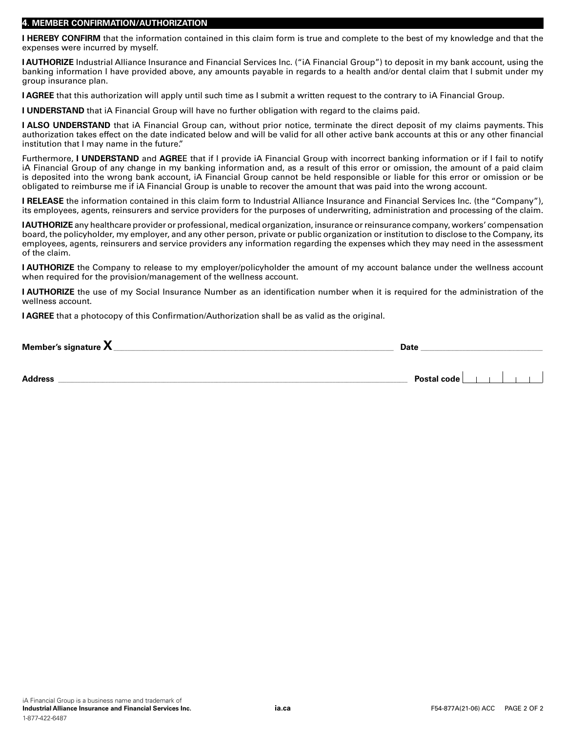## 4. MEMBER CONFIRMATION/AUTHORIZATION

**I HEREBY CONFIRM** that the information contained in this claim form is true and complete to the best of my knowledge and that the expenses were incurred by myself.

**I AUTHORIZE** Industrial Alliance Insurance and Financial Services Inc. ("iA Financial Group") to deposit in my bank account, using the banking information I have provided above, any amounts payable in regards to a health and/or dental claim that I submit under my group insurance plan.

**I AGREE** that this authorization will apply until such time as I submit a written request to the contrary to iA Financial Group.

**I UNDERSTAND** that iA Financial Group will have no further obligation with regard to the claims paid.

**I ALSO UNDERSTAND** that iA Financial Group can, without prior notice, terminate the direct deposit of my claims payments. This authorization takes effect on the date indicated below and will be valid for all other active bank accounts at this or any other financial institution that I may name in the future."

Furthermore, **I UNDERSTAND** and **AGRE**E that if I provide iA Financial Group with incorrect banking information or if I fail to notify iA Financial Group of any change in my banking information and, as a result of this error or omission, the amount of a paid claim is deposited into the wrong bank account, iA Financial Group cannot be held responsible or liable for this error or omission or be obligated to reimburse me if iA Financial Group is unable to recover the amount that was paid into the wrong account.

**I RELEASE** the information contained in this claim form to Industrial Alliance Insurance and Financial Services Inc. (the "Company"), its employees, agents, reinsurers and service providers for the purposes of underwriting, administration and processing of the claim.

**I AUTHORIZE** any healthcare provider or professional, medical organization, insurance or reinsurance company, workers' compensation board, the policyholder, my employer, and any other person, private or public organization or institution to disclose to the Company, its employees, agents, reinsurers and service providers any information regarding the expenses which they may need in the assessment of the claim.

**I AUTHORIZE** the Company to release to my employer/policyholder the amount of my account balance under the wellness account when required for the provision/management of the wellness account.

**I AUTHORIZE** the use of my Social Insurance Number as an identification number when it is required for the administration of the wellness account.

**I AGREE** that a photocopy of this Confirmation/Authorization shall be as valid as the original.

**Member's signature X** ______________________________ **Date** ______________

**Address** ______________________________ **Postal code** |_|_|_|_|_|_|

iA Financial Group is a business name and trademark of **Industrial Alliance Insurance and Financial Services Inc.**
1-877-422-6487

ia.ca

F54-877A(21-06) ACC